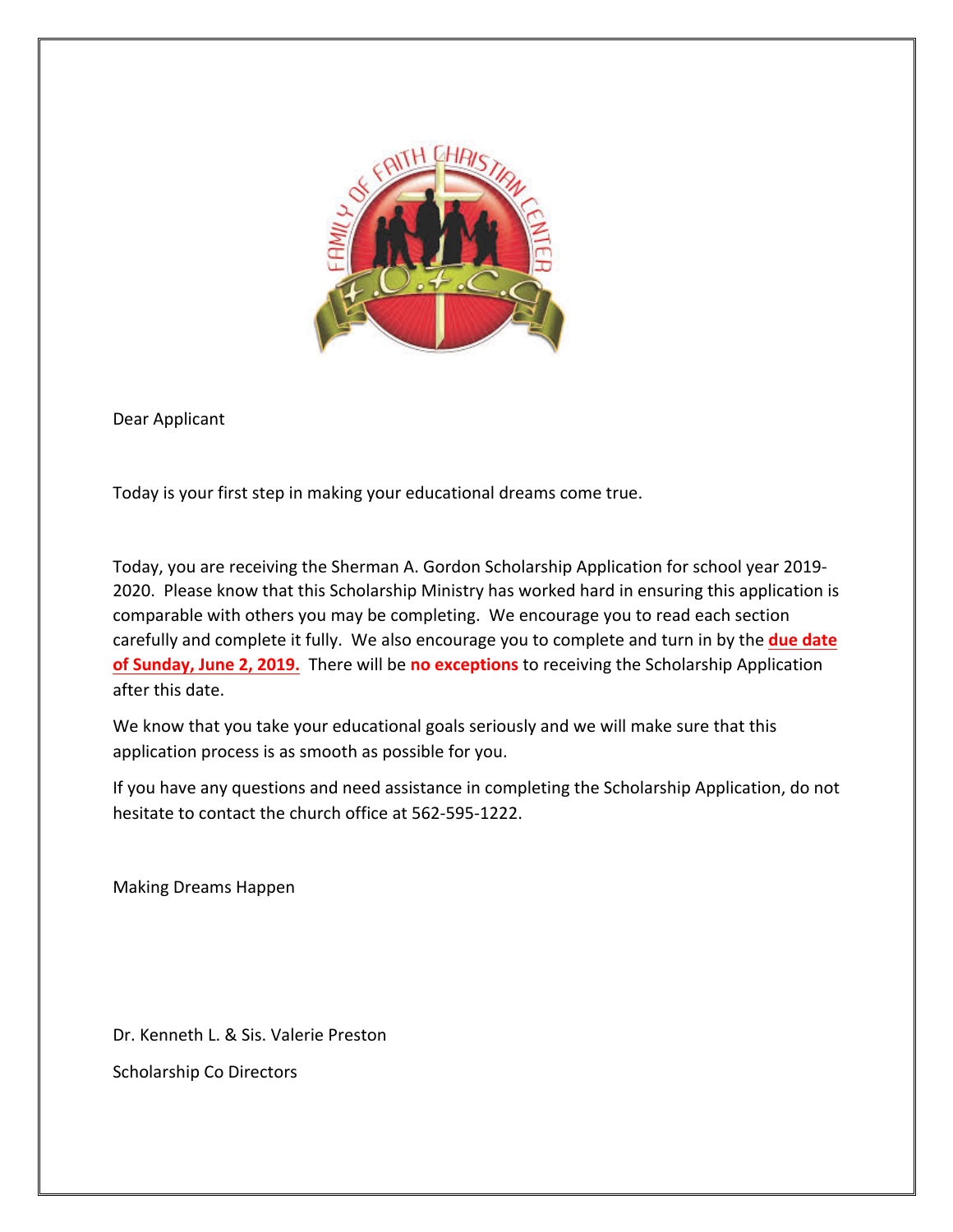Dear Applicant

Today is your first step in making your educational dreams come true.

Today, you are receiving the Sherman A. Gordon Scholarship Application for school year 2019-2020. Please know that this Scholarship Ministry has worked hard in ensuring this application is comparable with others you may be completing. We encourage you to read each section carefully and complete it fully. We also encourage you to complete and turn in by the **due date of Sunday, June 2, 2019.** There will be **no exceptions** to receiving the Scholarship Application after this date.

We know that you take your educational goals seriously and we will make sure that this application process is as smooth as possible for you.

If you have any questions and need assistance in completing the Scholarship Application, do not hesitate to contact the church office at 562-595-1222.

Making Dreams Happen

Dr. Kenneth L. & Sis. Valerie Preston

Scholarship Co Directors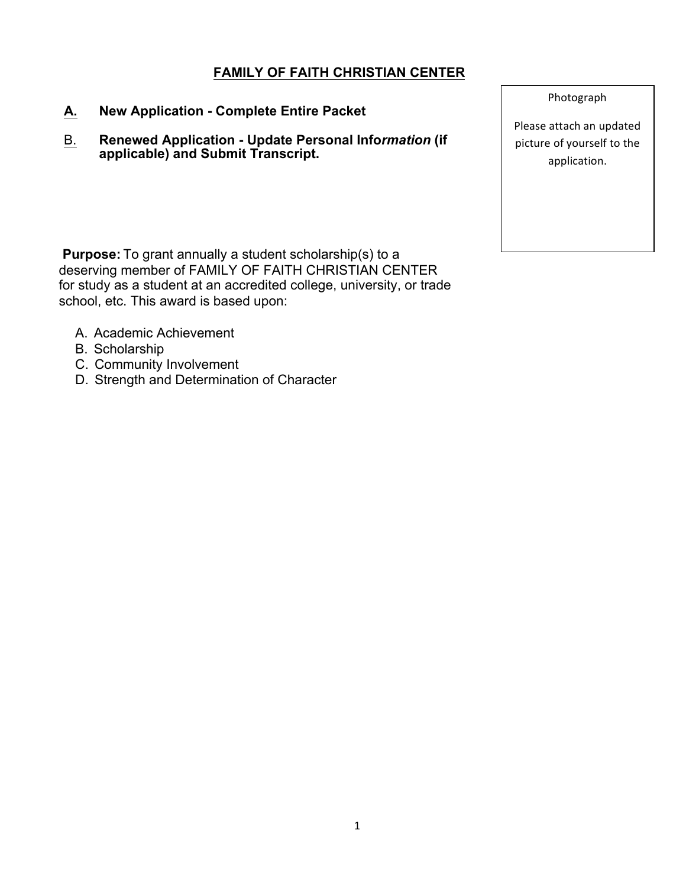# FAMILY OF FAITH CHRISTIAN CENTER

Photograph

Please attach an updated picture of yourself to the application.

**A. New Application - Complete Entire Packet**

**B. Renewed Application - Update Personal Info*rmation* (if applicable) and Submit Transcript.**

**Purpose:** To grant annually a student scholarship(s) to a deserving member of FAMILY OF FAITH CHRISTIAN CENTER for study as a student at an accredited college, university, or trade school, etc. This award is based upon:

A. Academic Achievement
B. Scholarship
C. Community Involvement
D. Strength and Determination of Character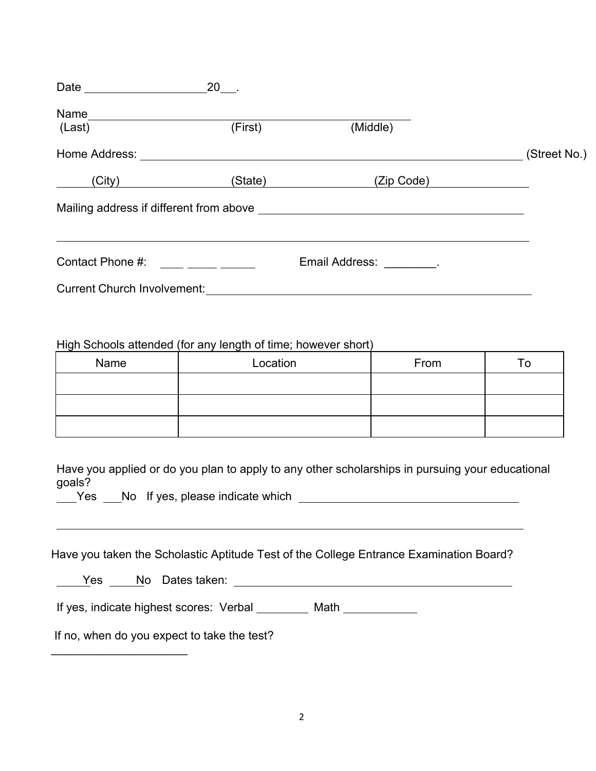Date ____________________20___.

Name______________________________________________________
(Last) (First) (Middle)

Home Address: ____________________________________________________________ (Street No.)

(City) (State) (Zip Code)

Mailing address if different from above ____________________________________________

______________________________________________________________________________

Contact Phone #: ___ ____ _____ Email Address: ________.

Current Church Involvement:_______________________________________________________

High Schools attended (for any length of time; however short)

| Name | Location | From | To |
|---|---|---|---|
| | | | |
| | | | |
| | | | |

Have you applied or do you plan to apply to any other scholarships in pursuing your educational goals?

___Yes ___No If yes, please indicate which ____________________________________

______________________________________________________________________________

Have you taken the Scholastic Aptitude Test of the College Entrance Examination Board?

____Yes ____No Dates taken: ______________________________________________

If yes, indicate highest scores: Verbal ________ Math ___________

If no, when do you expect to take the test?

_____________________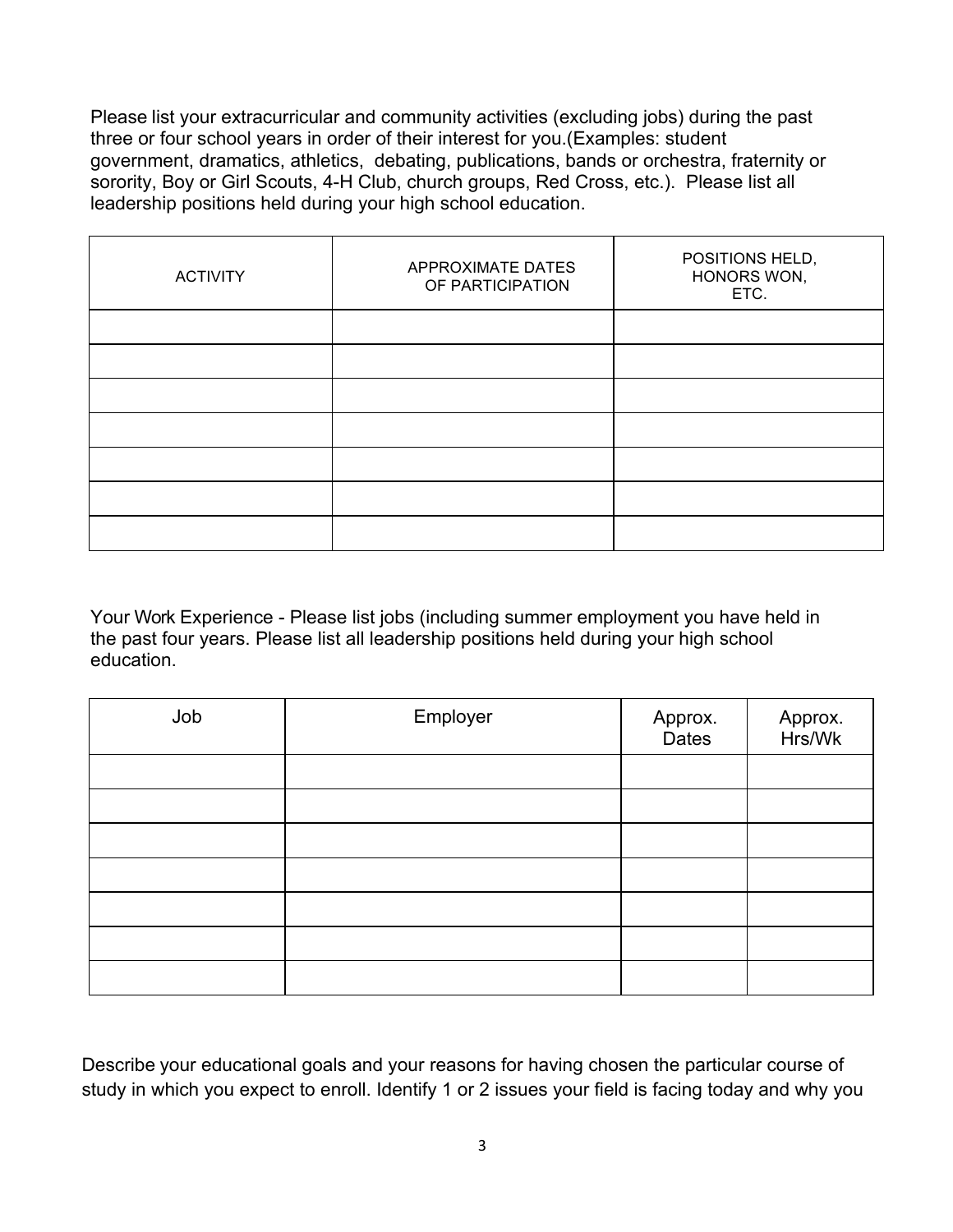Please list your extracurricular and community activities (excluding jobs) during the past three or four school years in order of their interest for you.(Examples: student government, dramatics, athletics, debating, publications, bands or orchestra, fraternity or sorority, Boy or Girl Scouts, 4-H Club, church groups, Red Cross, etc.). Please list all leadership positions held during your high school education.

| ACTIVITY | APPROXIMATE DATES OF PARTICIPATION | POSITIONS HELD, HONORS WON, ETC. |
|---|---|---|
| | | |
| | | |
| | | |
| | | |
| | | |
| | | |
| | | |

Your Work Experience - Please list jobs (including summer employment you have held in the past four years. Please list all leadership positions held during your high school education.

| Job | Employer | Approx. Dates | Approx. Hrs/Wk |
|---|---|---|---|
| | | | |
| | | | |
| | | | |
| | | | |
| | | | |
| | | | |
| | | | |

Describe your educational goals and your reasons for having chosen the particular course of study in which you expect to enroll. Identify 1 or 2 issues your field is facing today and why you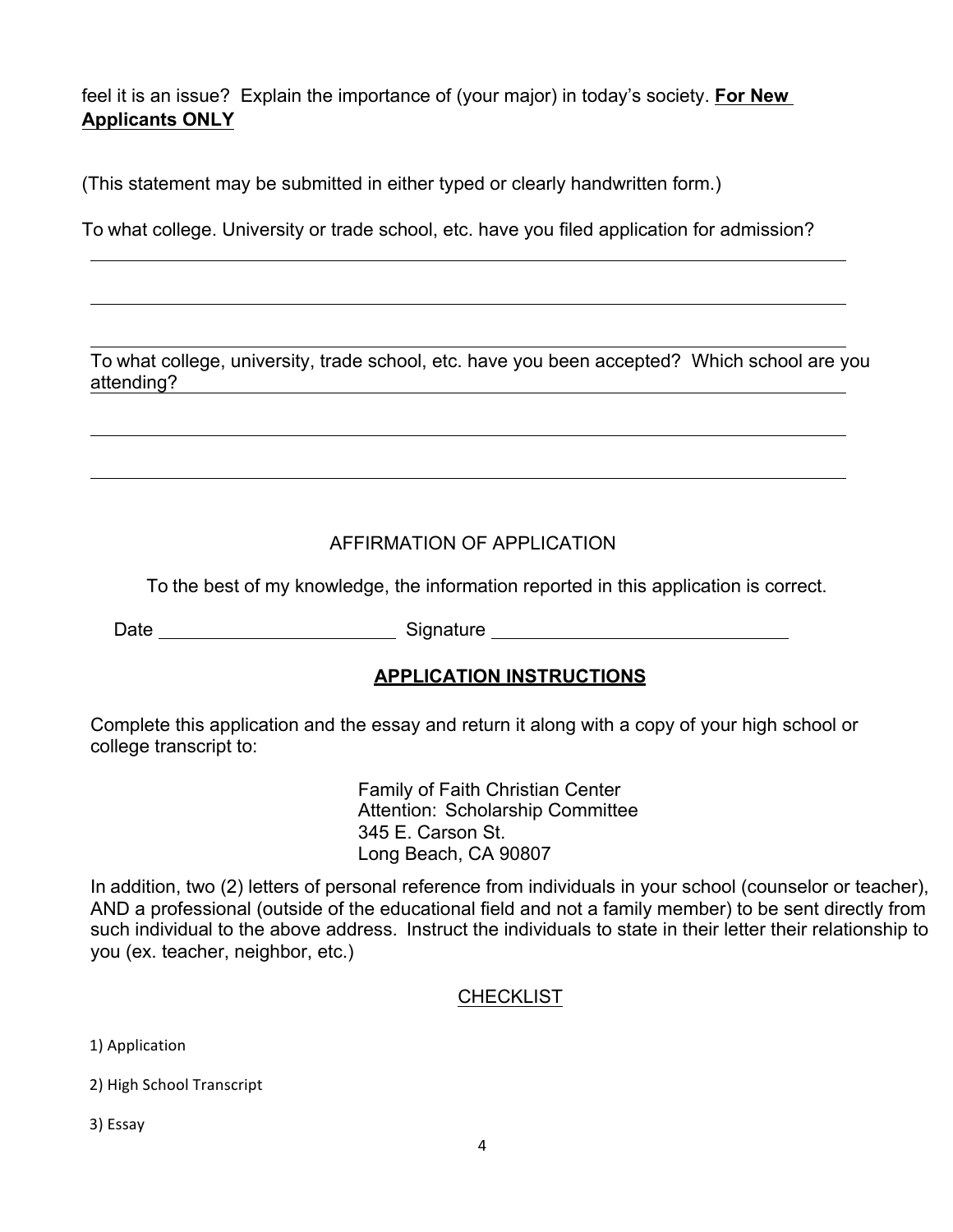feel it is an issue? Explain the importance of (your major) in today's society. **For New Applicants ONLY**

(This statement may be submitted in either typed or clearly handwritten form.)

To what college. University or trade school, etc. have you filed application for admission?

\_\_\_\_\_\_\_\_\_\_\_\_\_\_\_\_\_\_\_\_\_\_\_\_\_\_\_\_\_\_\_\_\_\_\_\_\_\_\_\_\_\_\_\_\_\_\_\_\_\_\_\_\_\_\_\_\_\_\_\_

\_\_\_\_\_\_\_\_\_\_\_\_\_\_\_\_\_\_\_\_\_\_\_\_\_\_\_\_\_\_\_\_\_\_\_\_\_\_\_\_\_\_\_\_\_\_\_\_\_\_\_\_\_\_\_\_\_\_\_\_

\_\_\_\_\_\_\_\_\_\_\_\_\_\_\_\_\_\_\_\_\_\_\_\_\_\_\_\_\_\_\_\_\_\_\_\_\_\_\_\_\_\_\_\_\_\_\_\_\_\_\_\_\_\_\_\_\_\_\_\_

To what college, university, trade school, etc. have you been accepted? Which school are you attending?

\_\_\_\_\_\_\_\_\_\_\_\_\_\_\_\_\_\_\_\_\_\_\_\_\_\_\_\_\_\_\_\_\_\_\_\_\_\_\_\_\_\_\_\_\_\_\_\_\_\_\_\_\_\_\_\_\_\_\_\_

\_\_\_\_\_\_\_\_\_\_\_\_\_\_\_\_\_\_\_\_\_\_\_\_\_\_\_\_\_\_\_\_\_\_\_\_\_\_\_\_\_\_\_\_\_\_\_\_\_\_\_\_\_\_\_\_\_\_\_\_

## AFFIRMATION OF APPLICATION

To the best of my knowledge, the information reported in this application is correct.

Date \_\_\_\_\_\_\_\_\_\_\_\_\_\_\_\_\_\_\_\_\_\_\_\_ Signature \_\_\_\_\_\_\_\_\_\_\_\_\_\_\_\_\_\_\_\_\_\_\_\_\_\_\_\_\_\_

## **APPLICATION INSTRUCTIONS**

Complete this application and the essay and return it along with a copy of your high school or college transcript to:

Family of Faith Christian Center
Attention: Scholarship Committee
345 E. Carson St.
Long Beach, CA 90807

In addition, two (2) letters of personal reference from individuals in your school (counselor or teacher), AND a professional (outside of the educational field and not a family member) to be sent directly from such individual to the above address. Instruct the individuals to state in their letter their relationship to you (ex. teacher, neighbor, etc.)

## CHECKLIST

1) Application

2) High School Transcript

3) Essay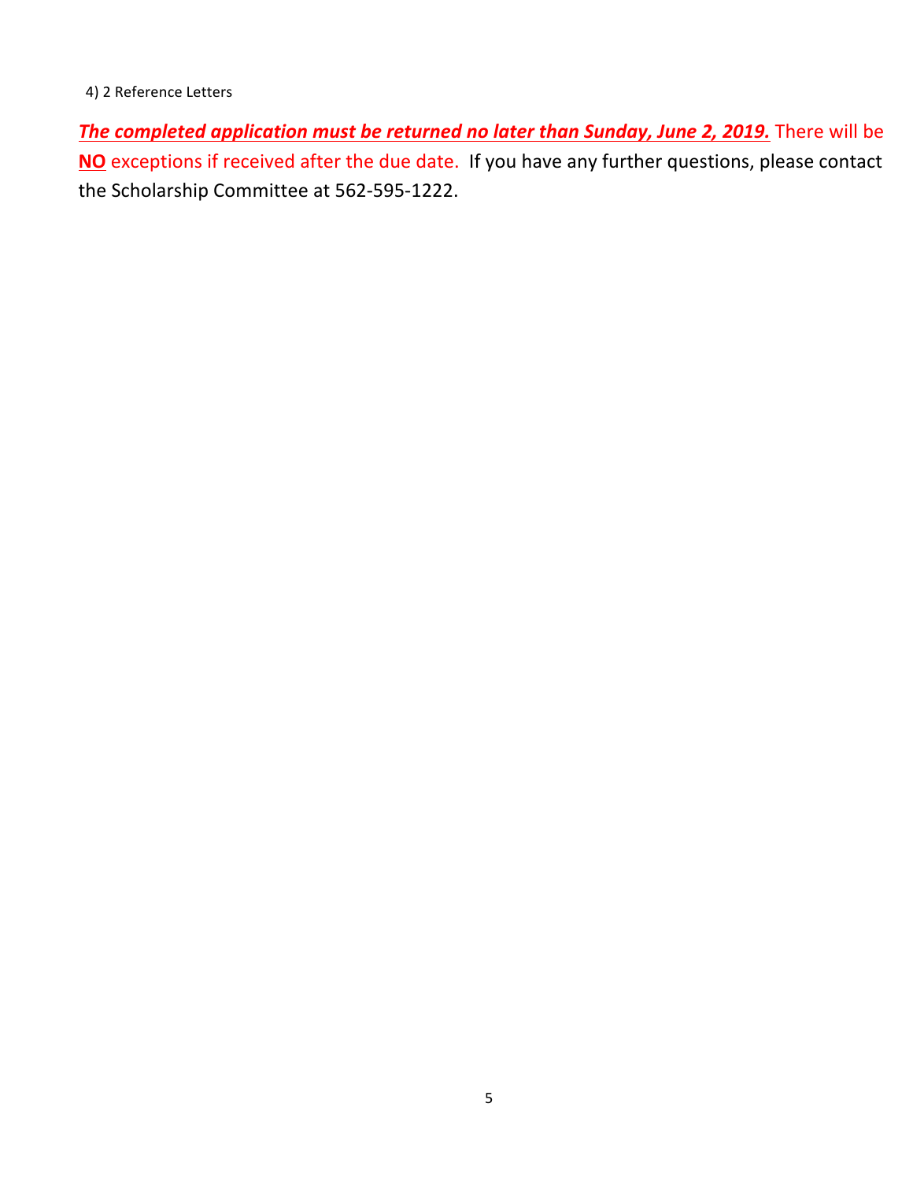4) 2 Reference Letters

***<u>The completed application must be returned no later than Sunday, June 2, 2019.</u>*** There will be **<u>NO</u>** exceptions if received after the due date. If you have any further questions, please contact the Scholarship Committee at 562-595-1222.